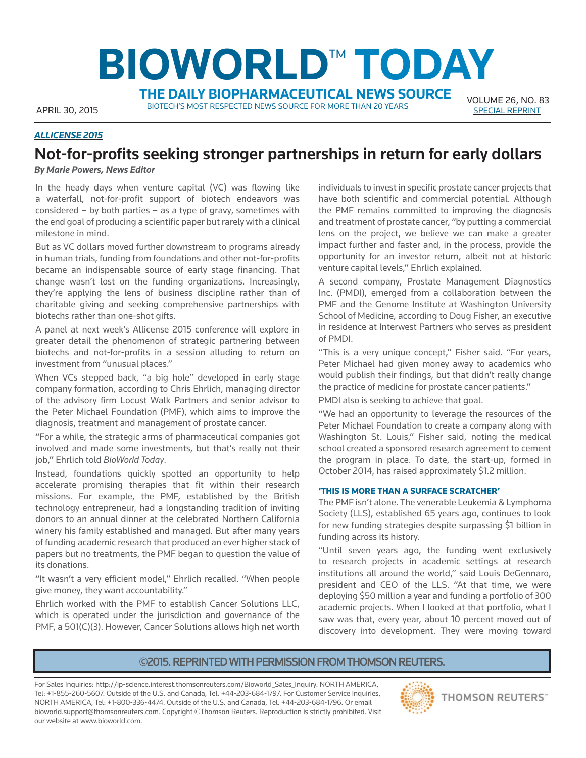# BIOWORLD™ TODAY

**THE DAILY BIOPHARMACEUTICAL NEWS SOURCE**

BIOTECH'S MOST RESPECTED NEWS SOURCE FOR MORE THAN 20 YEARS

APRIL 30, 2015

VOLUME 26, NO. 83

SPECIAL REPRINT

***ALLICENSE 2015***

## Not-for-profits seeking stronger partnerships in return for early dollars

***By Marie Powers, News Editor***

In the heady days when venture capital (VC) was flowing like a waterfall, not-for-profit support of biotech endeavors was considered – by both parties – as a type of gravy, sometimes with the end goal of producing a scientific paper but rarely with a clinical milestone in mind.

But as VC dollars moved further downstream to programs already in human trials, funding from foundations and other not-for-profits became an indispensable source of early stage financing. That change wasn't lost on the funding organizations. Increasingly, they're applying the lens of business discipline rather than of charitable giving and seeking comprehensive partnerships with biotechs rather than one-shot gifts.

A panel at next week's Allicense 2015 conference will explore in greater detail the phenomenon of strategic partnering between biotechs and not-for-profits in a session alluding to return on investment from "unusual places."

When VCs stepped back, "a big hole" developed in early stage company formation, according to Chris Ehrlich, managing director of the advisory firm Locust Walk Partners and senior advisor to the Peter Michael Foundation (PMF), which aims to improve the diagnosis, treatment and management of prostate cancer.

"For a while, the strategic arms of pharmaceutical companies got involved and made some investments, but that's really not their job," Ehrlich told *BioWorld Today*.

Instead, foundations quickly spotted an opportunity to help accelerate promising therapies that fit within their research missions. For example, the PMF, established by the British technology entrepreneur, had a longstanding tradition of inviting donors to an annual dinner at the celebrated Northern California winery his family established and managed. But after many years of funding academic research that produced an ever higher stack of papers but no treatments, the PMF began to question the value of its donations.

"It wasn't a very efficient model," Ehrlich recalled. "When people give money, they want accountability."

Ehrlich worked with the PMF to establish Cancer Solutions LLC, which is operated under the jurisdiction and governance of the PMF, a 501(C)(3). However, Cancer Solutions allows high net worth individuals to invest in specific prostate cancer projects that have both scientific and commercial potential. Although the PMF remains committed to improving the diagnosis and treatment of prostate cancer, "by putting a commercial lens on the project, we believe we can make a greater impact further and faster and, in the process, provide the opportunity for an investor return, albeit not at historic venture capital levels," Ehrlich explained.

A second company, Prostate Management Diagnostics Inc. (PMDI), emerged from a collaboration between the PMF and the Genome Institute at Washington University School of Medicine, according to Doug Fisher, an executive in residence at Interwest Partners who serves as president of PMDI.

"This is a very unique concept," Fisher said. "For years, Peter Michael had given money away to academics who would publish their findings, but that didn't really change the practice of medicine for prostate cancer patients."

PMDI also is seeking to achieve that goal.

"We had an opportunity to leverage the resources of the Peter Michael Foundation to create a company along with Washington St. Louis," Fisher said, noting the medical school created a sponsored research agreement to cement the program in place. To date, the start-up, formed in October 2014, has raised approximately $1.2 million.

### 'THIS IS MORE THAN A SURFACE SCRATCHER'

The PMF isn't alone. The venerable Leukemia & Lymphoma Society (LLS), established 65 years ago, continues to look for new funding strategies despite surpassing $1 billion in funding across its history.

"Until seven years ago, the funding went exclusively to research projects in academic settings at research institutions all around the world," said Louis DeGennaro, president and CEO of the LLS. "At that time, we were deploying $50 million a year and funding a portfolio of 300 academic projects. When I looked at that portfolio, what I saw was that, every year, about 10 percent moved out of discovery into development. They were moving toward

**©2015. REPRINTED WITH PERMISSION FROM THOMSON REUTERS.**

For Sales Inquiries: http://ip-science.interest.thomsonreuters.com/Bioworld_Sales_Inquiry. NORTH AMERICA, Tel: +1-855-260-5607. Outside of the U.S. and Canada, Tel. +44-203-684-1797. For Customer Service Inquiries, NORTH AMERICA, Tel: +1-800-336-4474. Outside of the U.S. and Canada, Tel. +44-203-684-1796. Or email bioworld.support@thomsonreuters.com. Copyright ©Thomson Reuters. Reproduction is strictly prohibited. Visit our website at www.bioworld.com.

THOMSON REUTERS™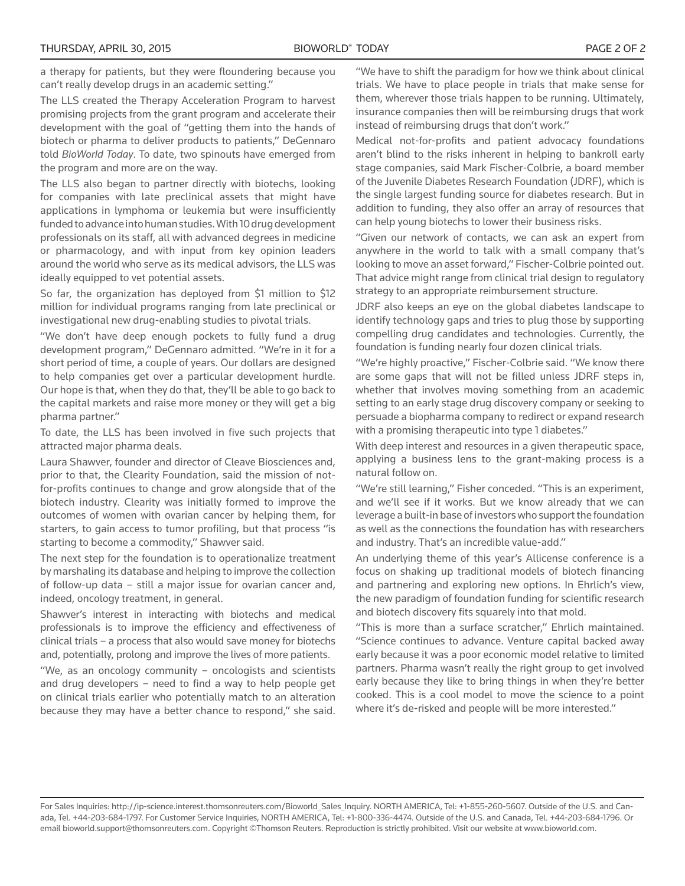a therapy for patients, but they were floundering because you can't really develop drugs in an academic setting."

The LLS created the Therapy Acceleration Program to harvest promising projects from the grant program and accelerate their development with the goal of "getting them into the hands of biotech or pharma to deliver products to patients," DeGennaro told *BioWorld Today*. To date, two spinouts have emerged from the program and more are on the way.

The LLS also began to partner directly with biotechs, looking for companies with late preclinical assets that might have applications in lymphoma or leukemia but were insufficiently funded to advance into human studies. With 10 drug development professionals on its staff, all with advanced degrees in medicine or pharmacology, and with input from key opinion leaders around the world who serve as its medical advisors, the LLS was ideally equipped to vet potential assets.

So far, the organization has deployed from $1 million to $12 million for individual programs ranging from late preclinical or investigational new drug-enabling studies to pivotal trials.

"We don't have deep enough pockets to fully fund a drug development program," DeGennaro admitted. "We're in it for a short period of time, a couple of years. Our dollars are designed to help companies get over a particular development hurdle. Our hope is that, when they do that, they'll be able to go back to the capital markets and raise more money or they will get a big pharma partner."

To date, the LLS has been involved in five such projects that attracted major pharma deals.

Laura Shawver, founder and director of Cleave Biosciences and, prior to that, the Clearity Foundation, said the mission of not-for-profits continues to change and grow alongside that of the biotech industry. Clearity was initially formed to improve the outcomes of women with ovarian cancer by helping them, for starters, to gain access to tumor profiling, but that process "is starting to become a commodity," Shawver said.

The next step for the foundation is to operationalize treatment by marshaling its database and helping to improve the collection of follow-up data – still a major issue for ovarian cancer and, indeed, oncology treatment, in general.

Shawver's interest in interacting with biotechs and medical professionals is to improve the efficiency and effectiveness of clinical trials – a process that also would save money for biotechs and, potentially, prolong and improve the lives of more patients.

"We, as an oncology community – oncologists and scientists and drug developers – need to find a way to help people get on clinical trials earlier who potentially match to an alteration because they may have a better chance to respond," she said. "We have to shift the paradigm for how we think about clinical trials. We have to place people in trials that make sense for them, wherever those trials happen to be running. Ultimately, insurance companies then will be reimbursing drugs that work instead of reimbursing drugs that don't work."

Medical not-for-profits and patient advocacy foundations aren't blind to the risks inherent in helping to bankroll early stage companies, said Mark Fischer-Colbrie, a board member of the Juvenile Diabetes Research Foundation (JDRF), which is the single largest funding source for diabetes research. But in addition to funding, they also offer an array of resources that can help young biotechs to lower their business risks.

"Given our network of contacts, we can ask an expert from anywhere in the world to talk with a small company that's looking to move an asset forward," Fischer-Colbrie pointed out. That advice might range from clinical trial design to regulatory strategy to an appropriate reimbursement structure.

JDRF also keeps an eye on the global diabetes landscape to identify technology gaps and tries to plug those by supporting compelling drug candidates and technologies. Currently, the foundation is funding nearly four dozen clinical trials.

"We're highly proactive," Fischer-Colbrie said. "We know there are some gaps that will not be filled unless JDRF steps in, whether that involves moving something from an academic setting to an early stage drug discovery company or seeking to persuade a biopharma company to redirect or expand research with a promising therapeutic into type 1 diabetes."

With deep interest and resources in a given therapeutic space, applying a business lens to the grant-making process is a natural follow on.

"We're still learning," Fisher conceded. "This is an experiment, and we'll see if it works. But we know already that we can leverage a built-in base of investors who support the foundation as well as the connections the foundation has with researchers and industry. That's an incredible value-add."

An underlying theme of this year's Allicense conference is a focus on shaking up traditional models of biotech financing and partnering and exploring new options. In Ehrlich's view, the new paradigm of foundation funding for scientific research and biotech discovery fits squarely into that mold.

"This is more than a surface scratcher," Ehrlich maintained. "Science continues to advance. Venture capital backed away early because it was a poor economic model relative to limited partners. Pharma wasn't really the right group to get involved early because they like to bring things in when they're better cooked. This is a cool model to move the science to a point where it's de-risked and people will be more interested."